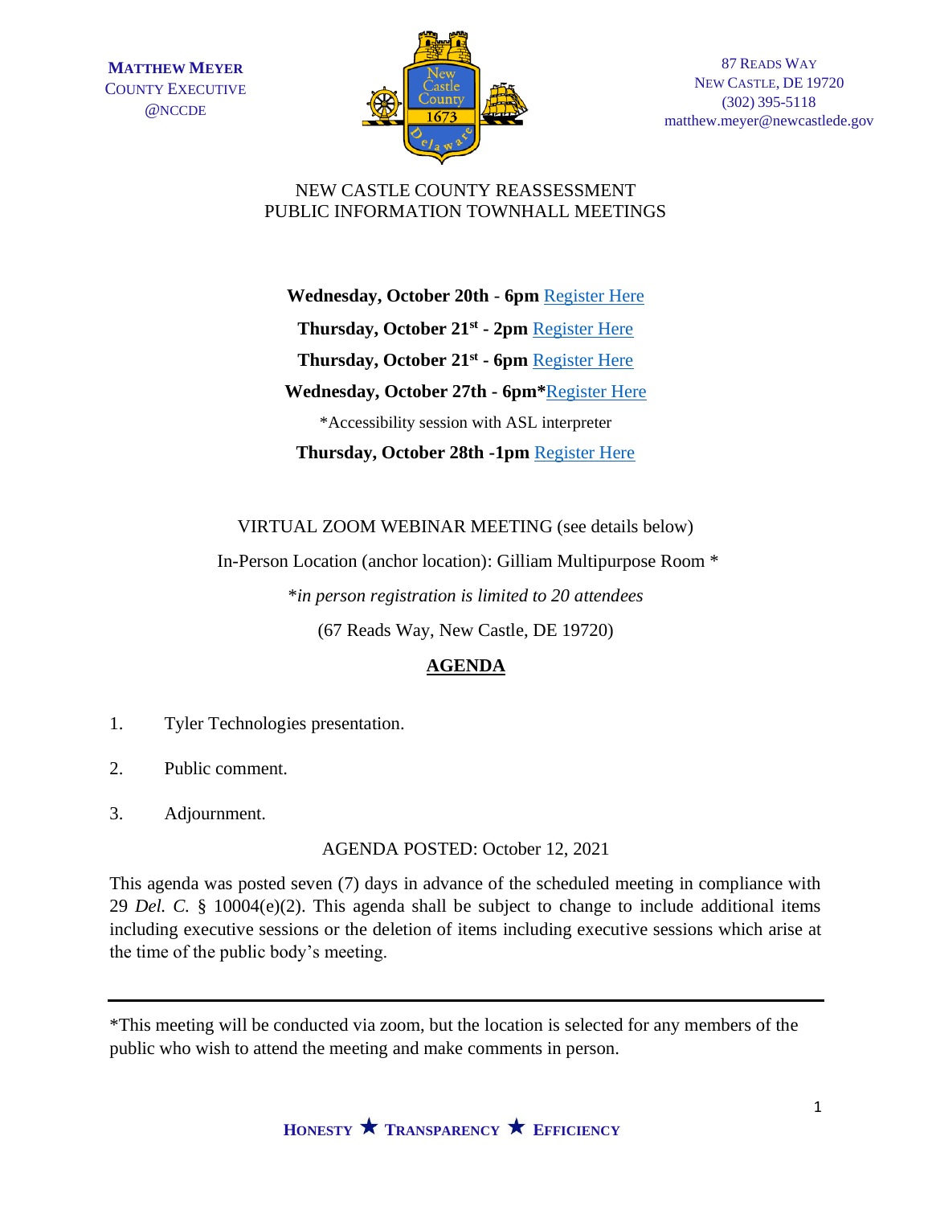**MATTHEW MEYER**
COUNTY EXECUTIVE
@NCCDE

87 READS WAY
NEW CASTLE, DE 19720
(302) 395-5118
matthew.meyer@newcastlede.gov

# NEW CASTLE COUNTY REASSESSMENT PUBLIC INFORMATION TOWNHALL MEETINGS

**Wednesday, October 20th - 6pm** Register Here

**Thursday, October 21st - 2pm** Register Here

**Thursday, October 21st - 6pm** Register Here

**Wednesday, October 27th - 6pm***Register Here

*Accessibility session with ASL interpreter

**Thursday, October 28th -1pm** Register Here

VIRTUAL ZOOM WEBINAR MEETING (see details below)

In-Person Location (anchor location): Gilliam Multipurpose Room *

**in person registration is limited to 20 attendees*

(67 Reads Way, New Castle, DE 19720)

## AGENDA

1. Tyler Technologies presentation.
2. Public comment.
3. Adjournment.

AGENDA POSTED: October 12, 2021

This agenda was posted seven (7) days in advance of the scheduled meeting in compliance with 29 *Del. C.* § 10004(e)(2). This agenda shall be subject to change to include additional items including executive sessions or the deletion of items including executive sessions which arise at the time of the public body's meeting.

---

*This meeting will be conducted via zoom, but the location is selected for any members of the public who wish to attend the meeting and make comments in person.

HONESTY ★ TRANSPARENCY ★ EFFICIENCY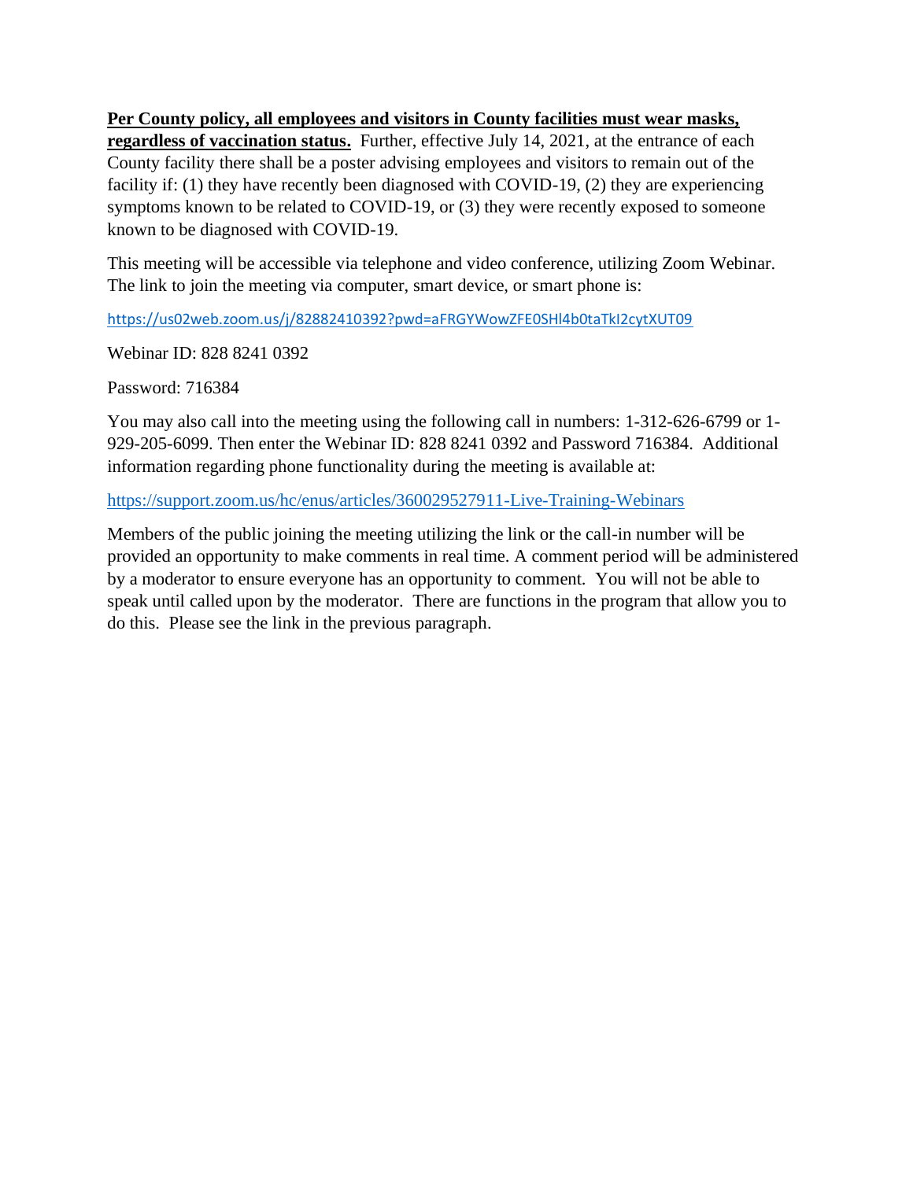**Per County policy, all employees and visitors in County facilities must wear masks, regardless of vaccination status.** Further, effective July 14, 2021, at the entrance of each County facility there shall be a poster advising employees and visitors to remain out of the facility if: (1) they have recently been diagnosed with COVID-19, (2) they are experiencing symptoms known to be related to COVID-19, or (3) they were recently exposed to someone known to be diagnosed with COVID-19.

This meeting will be accessible via telephone and video conference, utilizing Zoom Webinar. The link to join the meeting via computer, smart device, or smart phone is:

https://us02web.zoom.us/j/82882410392?pwd=aFRGYWowZFE0SHl4b0taTkI2cytXUT09

Webinar ID: 828 8241 0392

Password: 716384

You may also call into the meeting using the following call in numbers: 1-312-626-6799 or 1-929-205-6099. Then enter the Webinar ID: 828 8241 0392 and Password 716384. Additional information regarding phone functionality during the meeting is available at:

https://support.zoom.us/hc/enus/articles/360029527911-Live-Training-Webinars

Members of the public joining the meeting utilizing the link or the call-in number will be provided an opportunity to make comments in real time. A comment period will be administered by a moderator to ensure everyone has an opportunity to comment. You will not be able to speak until called upon by the moderator. There are functions in the program that allow you to do this. Please see the link in the previous paragraph.